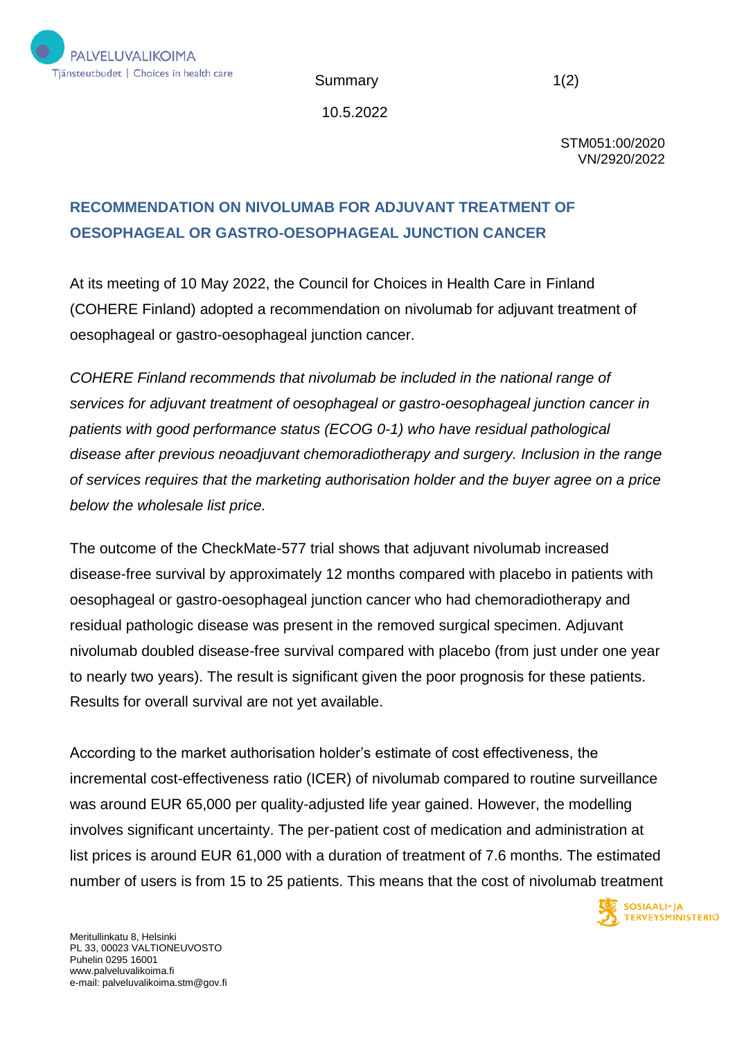Summary

10.5.2022

STM051:00/2020
VN/2920/2022

## RECOMMENDATION ON NIVOLUMAB FOR ADJUVANT TREATMENT OF OESOPHAGEAL OR GASTRO-OESOPHAGEAL JUNCTION CANCER

At its meeting of 10 May 2022, the Council for Choices in Health Care in Finland (COHERE Finland) adopted a recommendation on nivolumab for adjuvant treatment of oesophageal or gastro-oesophageal junction cancer.

*COHERE Finland recommends that nivolumab be included in the national range of services for adjuvant treatment of oesophageal or gastro-oesophageal junction cancer in patients with good performance status (ECOG 0-1) who have residual pathological disease after previous neoadjuvant chemoradiotherapy and surgery. Inclusion in the range of services requires that the marketing authorisation holder and the buyer agree on a price below the wholesale list price.*

The outcome of the CheckMate-577 trial shows that adjuvant nivolumab increased disease-free survival by approximately 12 months compared with placebo in patients with oesophageal or gastro-oesophageal junction cancer who had chemoradiotherapy and residual pathologic disease was present in the removed surgical specimen. Adjuvant nivolumab doubled disease-free survival compared with placebo (from just under one year to nearly two years). The result is significant given the poor prognosis for these patients. Results for overall survival are not yet available.

According to the market authorisation holder's estimate of cost effectiveness, the incremental cost-effectiveness ratio (ICER) of nivolumab compared to routine surveillance was around EUR 65,000 per quality-adjusted life year gained. However, the modelling involves significant uncertainty. The per-patient cost of medication and administration at list prices is around EUR 61,000 with a duration of treatment of 7.6 months. The estimated number of users is from 15 to 25 patients. This means that the cost of nivolumab treatment

Meritullinkatu 8, Helsinki
PL 33, 00023 VALTIONEUVOSTO
Puhelin 0295 16001
www.palveluvalikoima.fi
e-mail: palveluvalikoima.stm@gov.fi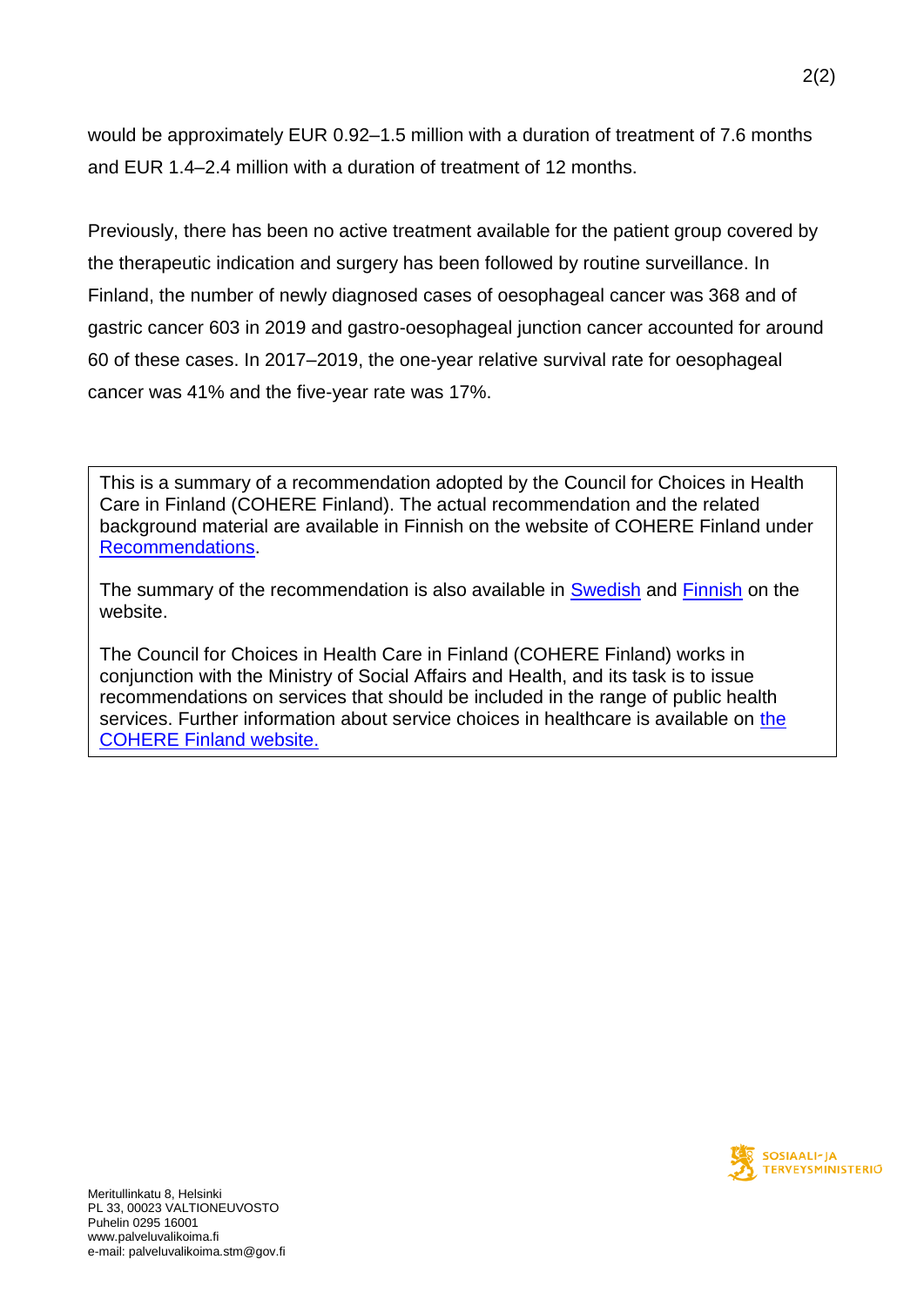would be approximately EUR 0.92–1.5 million with a duration of treatment of 7.6 months and EUR 1.4–2.4 million with a duration of treatment of 12 months.

Previously, there has been no active treatment available for the patient group covered by the therapeutic indication and surgery has been followed by routine surveillance. In Finland, the number of newly diagnosed cases of oesophageal cancer was 368 and of gastric cancer 603 in 2019 and gastro-oesophageal junction cancer accounted for around 60 of these cases. In 2017–2019, the one-year relative survival rate for oesophageal cancer was 41% and the five-year rate was 17%.

> This is a summary of a recommendation adopted by the Council for Choices in Health Care in Finland (COHERE Finland). The actual recommendation and the related background material are available in Finnish on the website of COHERE Finland under [Recommendations]().
>
> The summary of the recommendation is also available in [Swedish]() and [Finnish]() on the website.
>
> The Council for Choices in Health Care in Finland (COHERE Finland) works in conjunction with the Ministry of Social Affairs and Health, and its task is to issue recommendations on services that should be included in the range of public health services. Further information about service choices in healthcare is available on [the COHERE Finland website.]()

SOSIAALI- JA TERVEYSMINISTERIÖ

Meritullinkatu 8, Helsinki
PL 33, 00023 VALTIONEUVOSTO
Puhelin 0295 16001
www.palveluvalikoima.fi
e-mail: palveluvalikoima.stm@gov.fi